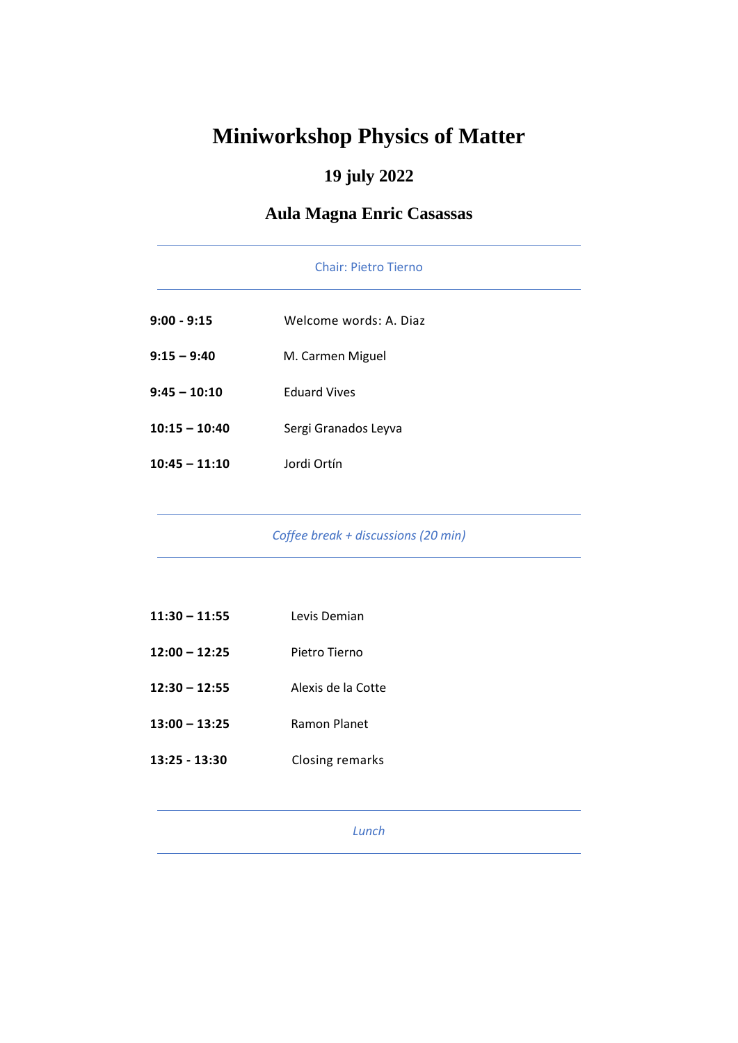# Miniworkshop Physics of Matter

## 19 july 2022

## Aula Magna Enric Casassas

---

Chair: Pietro Tierno

---

| | |
|---|---|
| **9:00 - 9:15** | Welcome words: A. Diaz |
| **9:15 – 9:40** | M. Carmen Miguel |
| **9:45 – 10:10** | Eduard Vives |
| **10:15 – 10:40** | Sergi Granados Leyva |
| **10:45 – 11:10** | Jordi Ortín |

---

*Coffee break + discussions (20 min)*

---

| | |
|---|---|
| **11:30 – 11:55** | Levis Demian |
| **12:00 – 12:25** | Pietro Tierno |
| **12:30 – 12:55** | Alexis de la Cotte |
| **13:00 – 13:25** | Ramon Planet |
| **13:25 - 13:30** | Closing remarks |

---

*Lunch*

---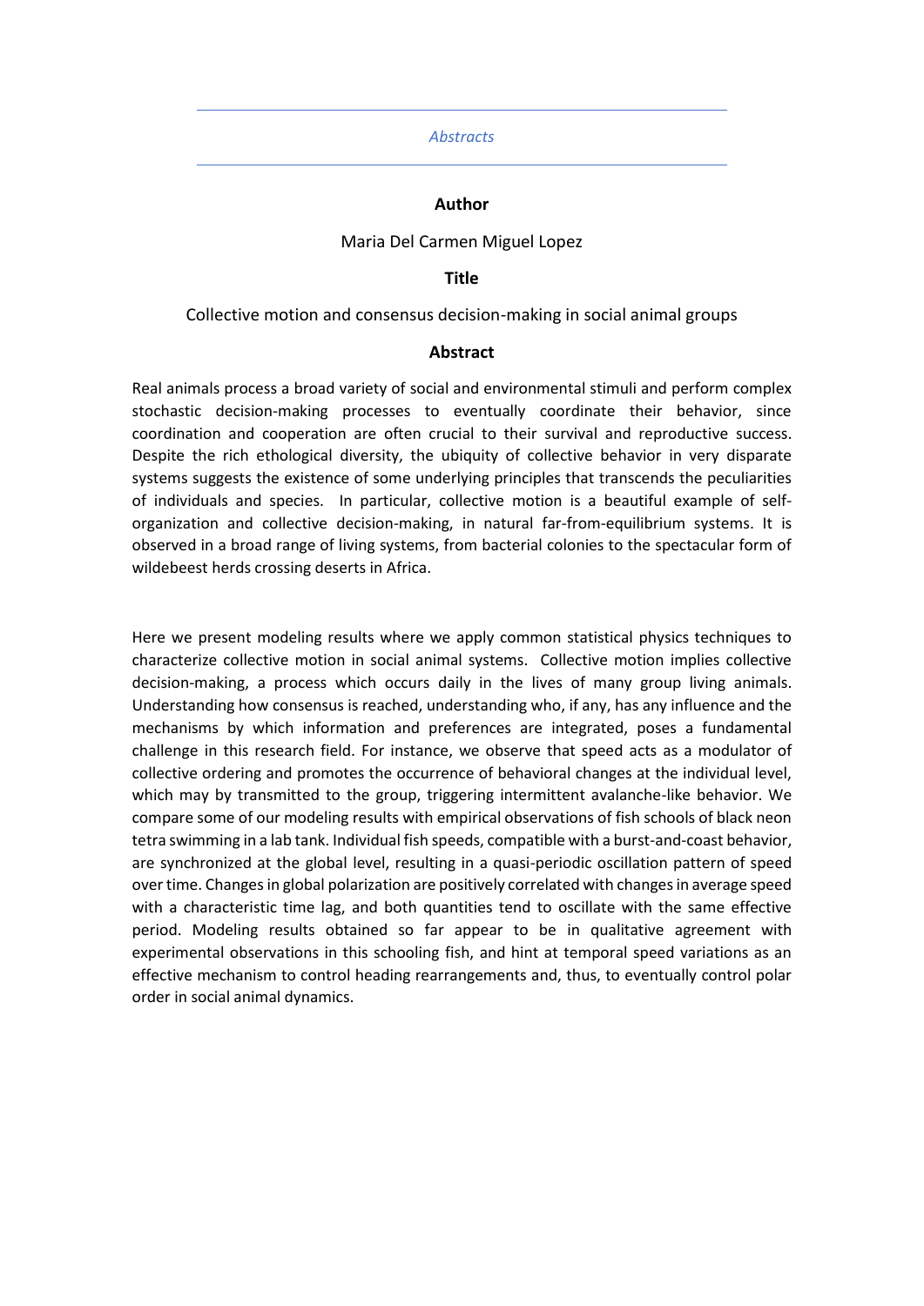*Abstracts*

## Author

Maria Del Carmen Miguel Lopez

## Title

Collective motion and consensus decision-making in social animal groups

## Abstract

Real animals process a broad variety of social and environmental stimuli and perform complex stochastic decision-making processes to eventually coordinate their behavior, since coordination and cooperation are often crucial to their survival and reproductive success. Despite the rich ethological diversity, the ubiquity of collective behavior in very disparate systems suggests the existence of some underlying principles that transcends the peculiarities of individuals and species. In particular, collective motion is a beautiful example of self-organization and collective decision-making, in natural far-from-equilibrium systems. It is observed in a broad range of living systems, from bacterial colonies to the spectacular form of wildebeest herds crossing deserts in Africa.

Here we present modeling results where we apply common statistical physics techniques to characterize collective motion in social animal systems. Collective motion implies collective decision-making, a process which occurs daily in the lives of many group living animals. Understanding how consensus is reached, understanding who, if any, has any influence and the mechanisms by which information and preferences are integrated, poses a fundamental challenge in this research field. For instance, we observe that speed acts as a modulator of collective ordering and promotes the occurrence of behavioral changes at the individual level, which may by transmitted to the group, triggering intermittent avalanche-like behavior. We compare some of our modeling results with empirical observations of fish schools of black neon tetra swimming in a lab tank. Individual fish speeds, compatible with a burst-and-coast behavior, are synchronized at the global level, resulting in a quasi-periodic oscillation pattern of speed over time. Changes in global polarization are positively correlated with changes in average speed with a characteristic time lag, and both quantities tend to oscillate with the same effective period. Modeling results obtained so far appear to be in qualitative agreement with experimental observations in this schooling fish, and hint at temporal speed variations as an effective mechanism to control heading rearrangements and, thus, to eventually control polar order in social animal dynamics.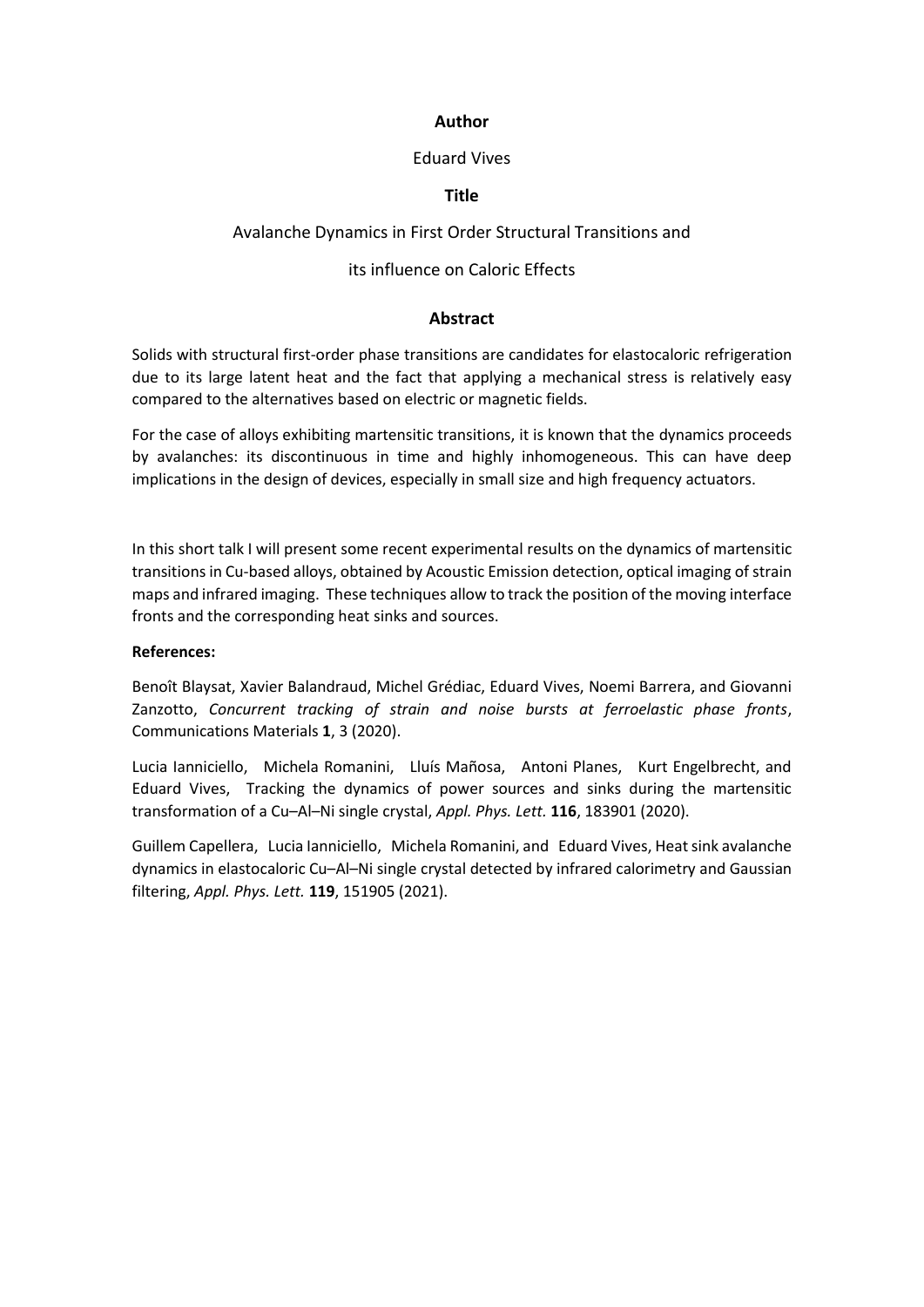**Author**

Eduard Vives

**Title**

Avalanche Dynamics in First Order Structural Transitions and

its influence on Caloric Effects

**Abstract**

Solids with structural first-order phase transitions are candidates for elastocaloric refrigeration due to its large latent heat and the fact that applying a mechanical stress is relatively easy compared to the alternatives based on electric or magnetic fields.

For the case of alloys exhibiting martensitic transitions, it is known that the dynamics proceeds by avalanches: its discontinuous in time and highly inhomogeneous. This can have deep implications in the design of devices, especially in small size and high frequency actuators.

In this short talk I will present some recent experimental results on the dynamics of martensitic transitions in Cu-based alloys, obtained by Acoustic Emission detection, optical imaging of strain maps and infrared imaging. These techniques allow to track the position of the moving interface fronts and the corresponding heat sinks and sources.

**References:**

Benoît Blaysat, Xavier Balandraud, Michel Grédiac, Eduard Vives, Noemi Barrera, and Giovanni Zanzotto, *Concurrent tracking of strain and noise bursts at ferroelastic phase fronts*, Communications Materials **1**, 3 (2020).

Lucia Ianniciello, Michela Romanini, Lluís Mañosa, Antoni Planes, Kurt Engelbrecht, and Eduard Vives, Tracking the dynamics of power sources and sinks during the martensitic transformation of a Cu–Al–Ni single crystal, *Appl. Phys. Lett.* **116**, 183901 (2020).

Guillem Capellera, Lucia Ianniciello, Michela Romanini, and Eduard Vives, Heat sink avalanche dynamics in elastocaloric Cu–Al–Ni single crystal detected by infrared calorimetry and Gaussian filtering, *Appl. Phys. Lett.* **119**, 151905 (2021).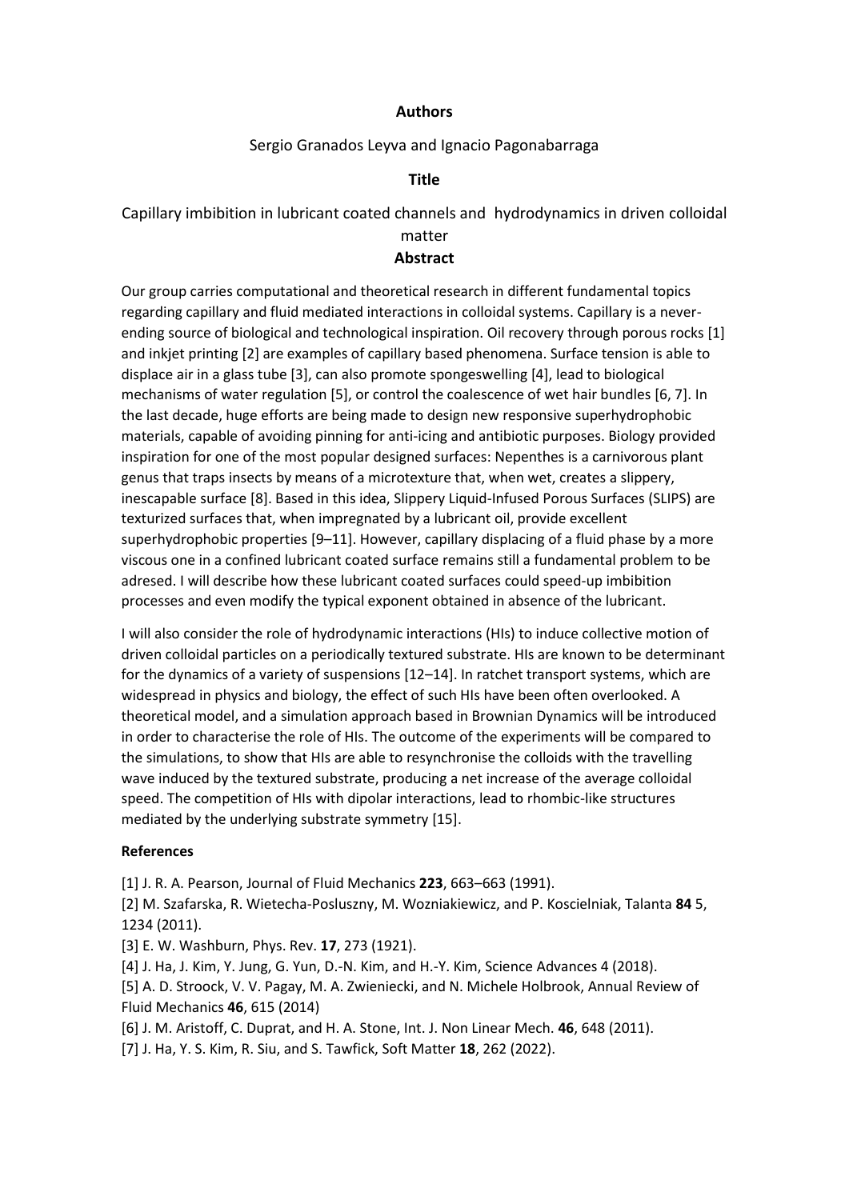**Authors**

Sergio Granados Leyva and Ignacio Pagonabarraga

**Title**

Capillary imbibition in lubricant coated channels and hydrodynamics in driven colloidal matter

**Abstract**

Our group carries computational and theoretical research in different fundamental topics regarding capillary and fluid mediated interactions in colloidal systems. Capillary is a never-ending source of biological and technological inspiration. Oil recovery through porous rocks [1] and inkjet printing [2] are examples of capillary based phenomena. Surface tension is able to displace air in a glass tube [3], can also promote spongeswelling [4], lead to biological mechanisms of water regulation [5], or control the coalescence of wet hair bundles [6, 7]. In the last decade, huge efforts are being made to design new responsive superhydrophobic materials, capable of avoiding pinning for anti-icing and antibiotic purposes. Biology provided inspiration for one of the most popular designed surfaces: Nepenthes is a carnivorous plant genus that traps insects by means of a microtexture that, when wet, creates a slippery, inescapable surface [8]. Based in this idea, Slippery Liquid-Infused Porous Surfaces (SLIPS) are texturized surfaces that, when impregnated by a lubricant oil, provide excellent superhydrophobic properties [9–11]. However, capillary displacing of a fluid phase by a more viscous one in a confined lubricant coated surface remains still a fundamental problem to be adresed. I will describe how these lubricant coated surfaces could speed-up imbibition processes and even modify the typical exponent obtained in absence of the lubricant.

I will also consider the role of hydrodynamic interactions (HIs) to induce collective motion of driven colloidal particles on a periodically textured substrate. HIs are known to be determinant for the dynamics of a variety of suspensions [12–14]. In ratchet transport systems, which are widespread in physics and biology, the effect of such HIs have been often overlooked. A theoretical model, and a simulation approach based in Brownian Dynamics will be introduced in order to characterise the role of HIs. The outcome of the experiments will be compared to the simulations, to show that HIs are able to resynchronise the colloids with the travelling wave induced by the textured substrate, producing a net increase of the average colloidal speed. The competition of HIs with dipolar interactions, lead to rhombic-like structures mediated by the underlying substrate symmetry [15].

**References**

[1] J. R. A. Pearson, Journal of Fluid Mechanics **223**, 663–663 (1991).
[2] M. Szafarska, R. Wietecha-Posluszny, M. Wozniakiewicz, and P. Koscielniak, Talanta **84** 5, 1234 (2011).
[3] E. W. Washburn, Phys. Rev. **17**, 273 (1921).
[4] J. Ha, J. Kim, Y. Jung, G. Yun, D.-N. Kim, and H.-Y. Kim, Science Advances 4 (2018).
[5] A. D. Stroock, V. V. Pagay, M. A. Zwieniecki, and N. Michele Holbrook, Annual Review of Fluid Mechanics **46**, 615 (2014)
[6] J. M. Aristoff, C. Duprat, and H. A. Stone, Int. J. Non Linear Mech. **46**, 648 (2011).
[7] J. Ha, Y. S. Kim, R. Siu, and S. Tawfick, Soft Matter **18**, 262 (2022).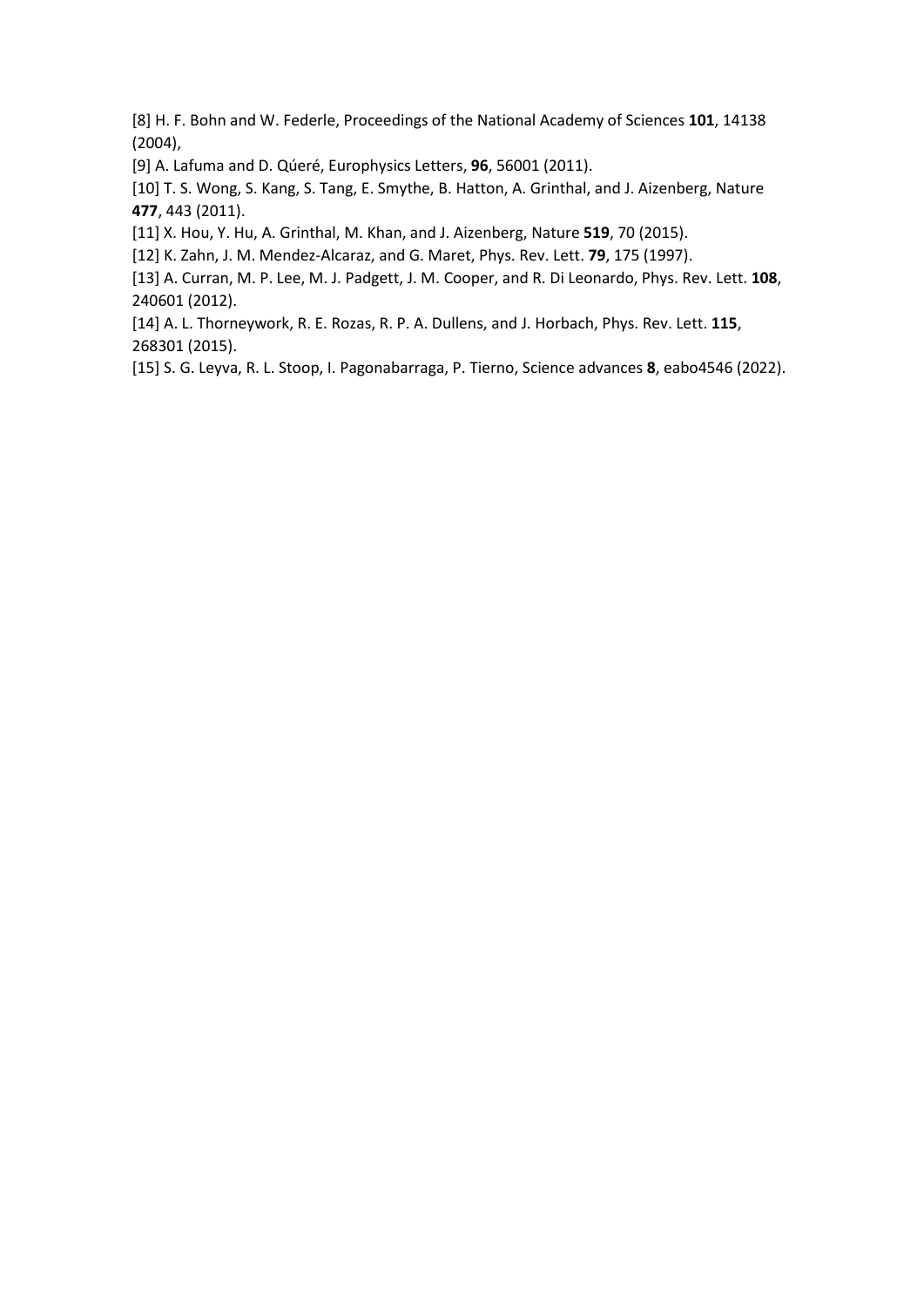[8] H. F. Bohn and W. Federle, Proceedings of the National Academy of Sciences **101**, 14138 (2004),

[9] A. Lafuma and D. Qúeré, Europhysics Letters, **96**, 56001 (2011).

[10] T. S. Wong, S. Kang, S. Tang, E. Smythe, B. Hatton, A. Grinthal, and J. Aizenberg, Nature **477**, 443 (2011).

[11] X. Hou, Y. Hu, A. Grinthal, M. Khan, and J. Aizenberg, Nature **519**, 70 (2015).

[12] K. Zahn, J. M. Mendez-Alcaraz, and G. Maret, Phys. Rev. Lett. **79**, 175 (1997).

[13] A. Curran, M. P. Lee, M. J. Padgett, J. M. Cooper, and R. Di Leonardo, Phys. Rev. Lett. **108**, 240601 (2012).

[14] A. L. Thorneywork, R. E. Rozas, R. P. A. Dullens, and J. Horbach, Phys. Rev. Lett. **115**, 268301 (2015).

[15] S. G. Leyva, R. L. Stoop, I. Pagonabarraga, P. Tierno, Science advances **8**, eabo4546 (2022).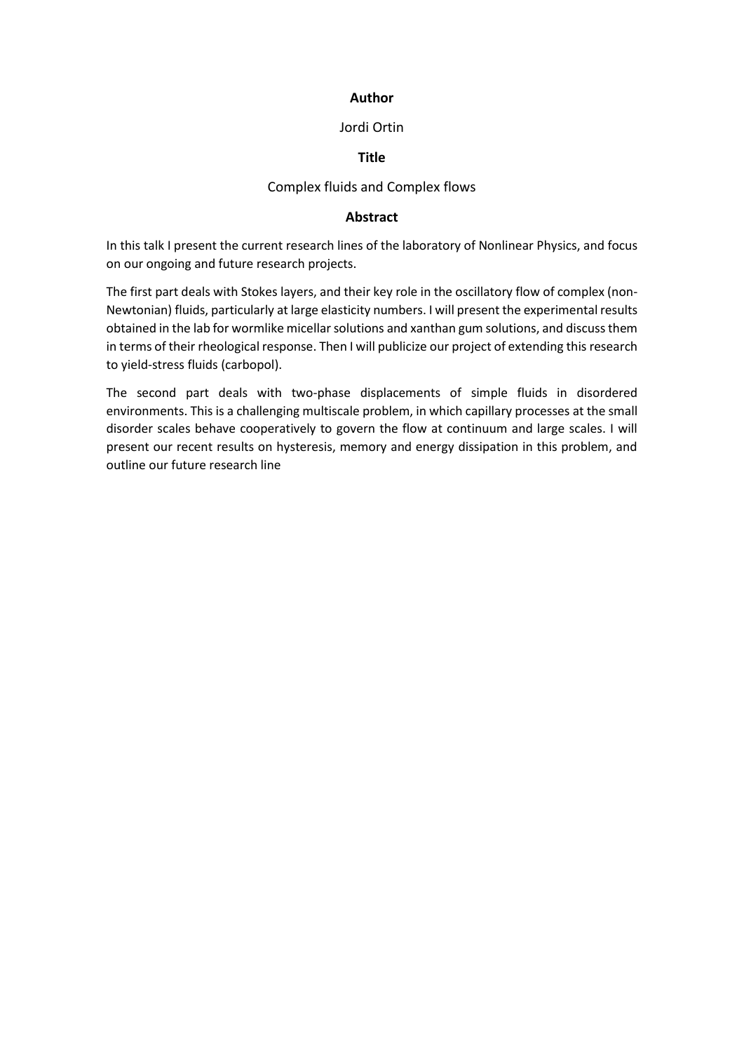**Author**

Jordi Ortin

**Title**

Complex fluids and Complex flows

**Abstract**

In this talk I present the current research lines of the laboratory of Nonlinear Physics, and focus on our ongoing and future research projects.

The first part deals with Stokes layers, and their key role in the oscillatory flow of complex (non-Newtonian) fluids, particularly at large elasticity numbers. I will present the experimental results obtained in the lab for wormlike micellar solutions and xanthan gum solutions, and discuss them in terms of their rheological response. Then I will publicize our project of extending this research to yield-stress fluids (carbopol).

The second part deals with two-phase displacements of simple fluids in disordered environments. This is a challenging multiscale problem, in which capillary processes at the small disorder scales behave cooperatively to govern the flow at continuum and large scales. I will present our recent results on hysteresis, memory and energy dissipation in this problem, and outline our future research line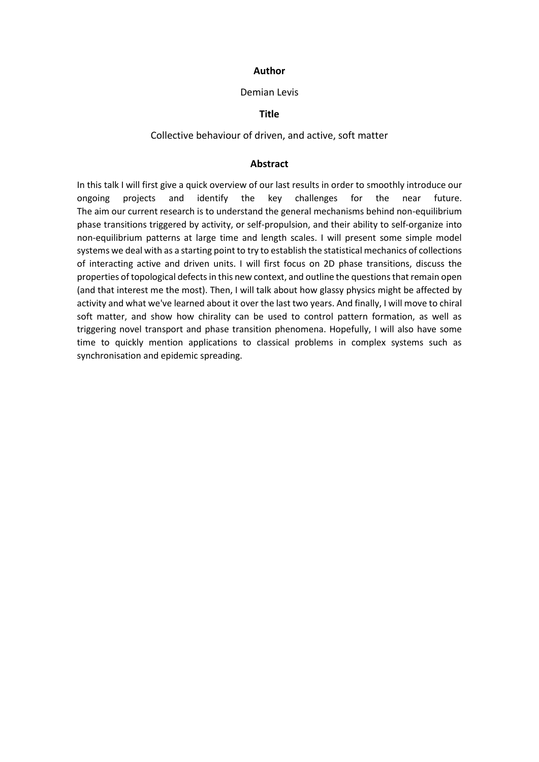**Author**

Demian Levis

**Title**

Collective behaviour of driven, and active, soft matter

**Abstract**

In this talk I will first give a quick overview of our last results in order to smoothly introduce our ongoing projects and identify the key challenges for the near future.
The aim our current research is to understand the general mechanisms behind non-equilibrium phase transitions triggered by activity, or self-propulsion, and their ability to self-organize into non-equilibrium patterns at large time and length scales. I will present some simple model systems we deal with as a starting point to try to establish the statistical mechanics of collections of interacting active and driven units. I will first focus on 2D phase transitions, discuss the properties of topological defects in this new context, and outline the questions that remain open (and that interest me the most). Then, I will talk about how glassy physics might be affected by activity and what we've learned about it over the last two years. And finally, I will move to chiral soft matter, and show how chirality can be used to control pattern formation, as well as triggering novel transport and phase transition phenomena. Hopefully, I will also have some time to quickly mention applications to classical problems in complex systems such as synchronisation and epidemic spreading.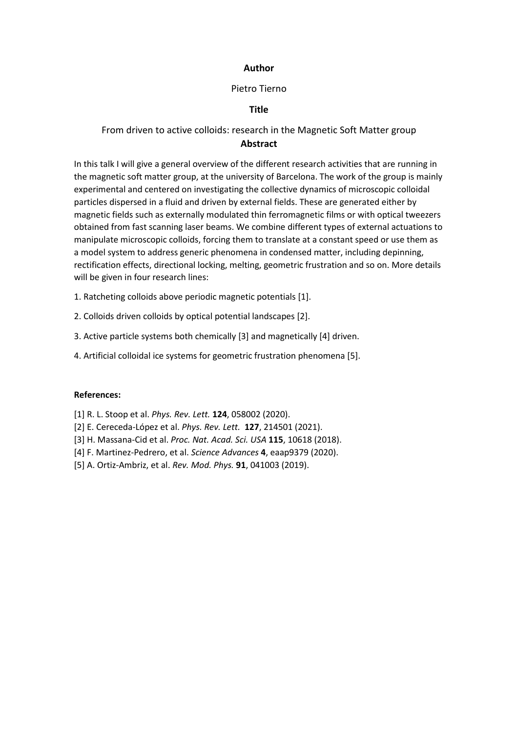**Author**

Pietro Tierno

**Title**

From driven to active colloids: research in the Magnetic Soft Matter group

**Abstract**

In this talk I will give a general overview of the different research activities that are running in the magnetic soft matter group, at the university of Barcelona. The work of the group is mainly experimental and centered on investigating the collective dynamics of microscopic colloidal particles dispersed in a fluid and driven by external fields. These are generated either by magnetic fields such as externally modulated thin ferromagnetic films or with optical tweezers obtained from fast scanning laser beams. We combine different types of external actuations to manipulate microscopic colloids, forcing them to translate at a constant speed or use them as a model system to address generic phenomena in condensed matter, including depinning, rectification effects, directional locking, melting, geometric frustration and so on. More details will be given in four research lines:

1. Ratcheting colloids above periodic magnetic potentials [1].

2. Colloids driven colloids by optical potential landscapes [2].

3. Active particle systems both chemically [3] and magnetically [4] driven.

4. Artificial colloidal ice systems for geometric frustration phenomena [5].

**References:**

[1] R. L. Stoop et al. *Phys. Rev. Lett.* **124**, 058002 (2020).
[2] E. Cereceda-López et al. *Phys. Rev. Lett.* **127**, 214501 (2021).
[3] H. Massana-Cid et al. *Proc. Nat. Acad. Sci. USA* **115**, 10618 (2018).
[4] F. Martinez-Pedrero, et al. *Science Advances* **4**, eaap9379 (2020).
[5] A. Ortiz-Ambriz, et al. *Rev. Mod. Phys.* **91**, 041003 (2019).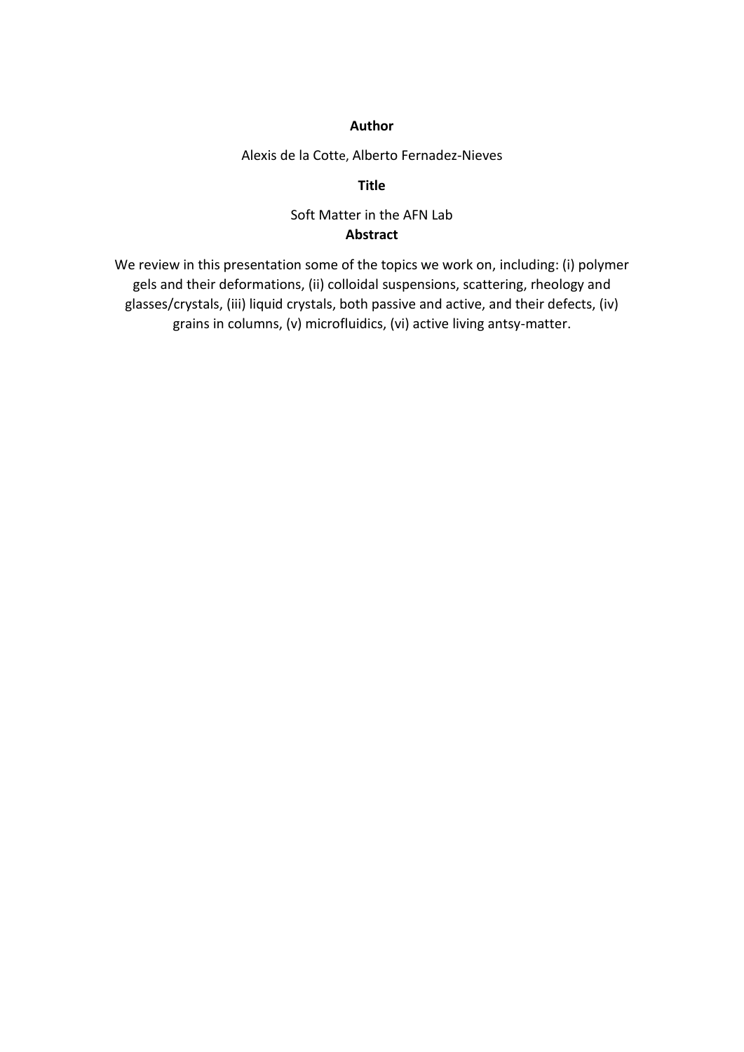**Author**

Alexis de la Cotte, Alberto Fernadez-Nieves

**Title**

Soft Matter in the AFN Lab

**Abstract**

We review in this presentation some of the topics we work on, including: (i) polymer gels and their deformations, (ii) colloidal suspensions, scattering, rheology and glasses/crystals, (iii) liquid crystals, both passive and active, and their defects, (iv) grains in columns, (v) microfluidics, (vi) active living antsy-matter.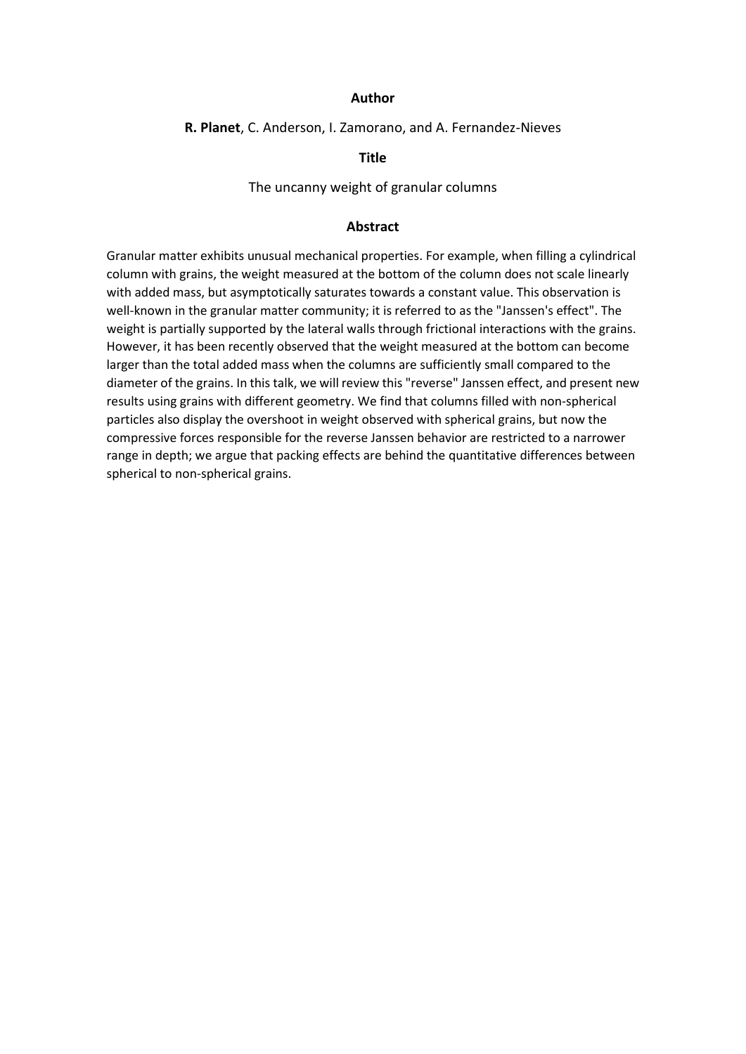### Author

**R. Planet**, C. Anderson, I. Zamorano, and A. Fernandez-Nieves

### Title

The uncanny weight of granular columns

### Abstract

Granular matter exhibits unusual mechanical properties. For example, when filling a cylindrical column with grains, the weight measured at the bottom of the column does not scale linearly with added mass, but asymptotically saturates towards a constant value. This observation is well-known in the granular matter community; it is referred to as the "Janssen's effect". The weight is partially supported by the lateral walls through frictional interactions with the grains. However, it has been recently observed that the weight measured at the bottom can become larger than the total added mass when the columns are sufficiently small compared to the diameter of the grains. In this talk, we will review this "reverse" Janssen effect, and present new results using grains with different geometry. We find that columns filled with non-spherical particles also display the overshoot in weight observed with spherical grains, but now the compressive forces responsible for the reverse Janssen behavior are restricted to a narrower range in depth; we argue that packing effects are behind the quantitative differences between spherical to non-spherical grains.